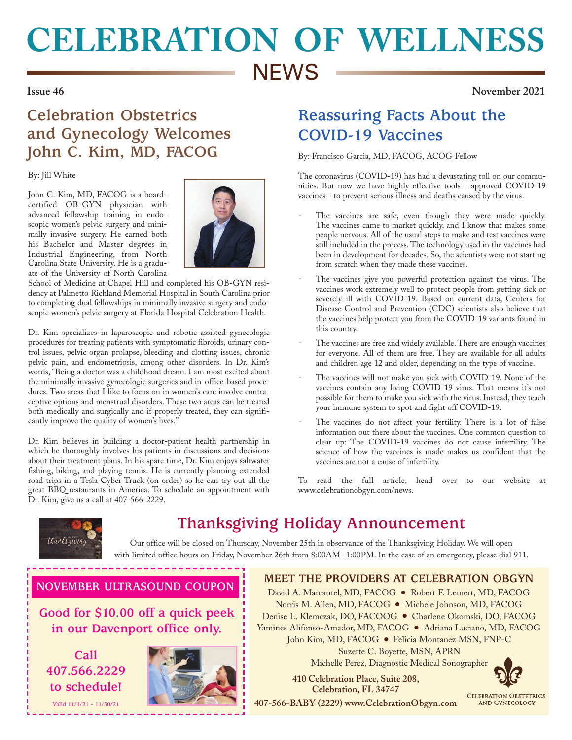# CELEBRATION OF WELLNESS NEWS

**Issue 46** **November 2021**

## Celebration Obstetrics and Gynecology Welcomes John C. Kim, MD, FACOG

By: Jill White

John C. Kim, MD, FACOG is a board-certified OB-GYN physician with advanced fellowship training in endoscopic women's pelvic surgery and minimally invasive surgery. He earned both his Bachelor and Master degrees in Industrial Engineering, from North Carolina State University. He is a graduate of the University of North Carolina School of Medicine at Chapel Hill and completed his OB-GYN residency at Palmetto Richland Memorial Hospital in South Carolina prior to completing dual fellowships in minimally invasive surgery and endoscopic women's pelvic surgery at Florida Hospital Celebration Health.

Dr. Kim specializes in laparoscopic and robotic-assisted gynecologic procedures for treating patients with symptomatic fibroids, urinary control issues, pelvic organ prolapse, bleeding and clotting issues, chronic pelvic pain, and endometriosis, among other disorders. In Dr. Kim's words, "Being a doctor was a childhood dream. I am most excited about the minimally invasive gynecologic surgeries and in-office-based procedures. Two areas that I like to focus on in women's care involve contraceptive options and menstrual disorders. These two areas can be treated both medically and surgically and if properly treated, they can significantly improve the quality of women's lives."

Dr. Kim believes in building a doctor-patient health partnership in which he thoroughly involves his patients in discussions and decisions about their treatment plans. In his spare time, Dr. Kim enjoys saltwater fishing, biking, and playing tennis. He is currently planning extended road trips in a Tesla Cyber Truck (on order) so he can try out all the great BBQ restaurants in America. To schedule an appointment with Dr. Kim, give us a call at 407-566-2229.

## Reassuring Facts About the COVID-19 Vaccines

By: Francisco Garcia, MD, FACOG, ACOG Fellow

The coronavirus (COVID-19) has had a devastating toll on our communities. But now we have highly effective tools - approved COVID-19 vaccines - to prevent serious illness and deaths caused by the virus.

- The vaccines are safe, even though they were made quickly. The vaccines came to market quickly, and I know that makes some people nervous. All of the usual steps to make and test vaccines were still included in the process. The technology used in the vaccines had been in development for decades. So, the scientists were not starting from scratch when they made these vaccines.
- The vaccines give you powerful protection against the virus. The vaccines work extremely well to protect people from getting sick or severely ill with COVID-19. Based on current data, Centers for Disease Control and Prevention (CDC) scientists also believe that the vaccines help protect you from the COVID-19 variants found in this country.
- The vaccines are free and widely available. There are enough vaccines for everyone. All of them are free. They are available for all adults and children age 12 and older, depending on the type of vaccine.
- The vaccines will not make you sick with COVID-19. None of the vaccines contain any living COVID-19 virus. That means it's not possible for them to make you sick with the virus. Instead, they teach your immune system to spot and fight off COVID-19.
- The vaccines do not affect your fertility. There is a lot of false information out there about the vaccines. One common question to clear up: The COVID-19 vaccines do not cause infertility. The science of how the vaccines is made makes us confident that the vaccines are not a cause of infertility.

To read the full article, head over to our website at www.celebrationobgyn.com/news.

## Thanksgiving Holiday Announcement

Our office will be closed on Thursday, November 25th in observance of the Thanksgiving Holiday. We will open with limited office hours on Friday, November 26th from 8:00AM -1:00PM. In the case of an emergency, please dial 911.

### NOVEMBER ULTRASOUND COUPON

**Good for $10.00 off a quick peek in our Davenport office only.**

**Call 407.566.2229 to schedule!**

Valid 11/1/21 - 11/30/21

### MEET THE PROVIDERS AT CELEBRATION OBGYN

David A. Marcantel, MD, FACOG • Robert F. Lemert, MD, FACOG
Norris M. Allen, MD, FACOG • Michele Johnson, MD, FACOG
Denise L. Klemczak, DO, FACOOG • Charlene Okomski, DO, FACOG
Yamines Alifonso-Amador, MD, FACOG • Adriana Luciano, MD, FACOG
John Kim, MD, FACOG • Felicia Montanez MSN, FNP-C
Suzette C. Boyette, MSN, APRN
Michelle Perez, Diagnostic Medical Sonographer

**410 Celebration Place, Suite 208, Celebration, FL 34747**

**407-566-BABY (2229) www.CelebrationObgyn.com**

Celebration Obstetrics and Gynecology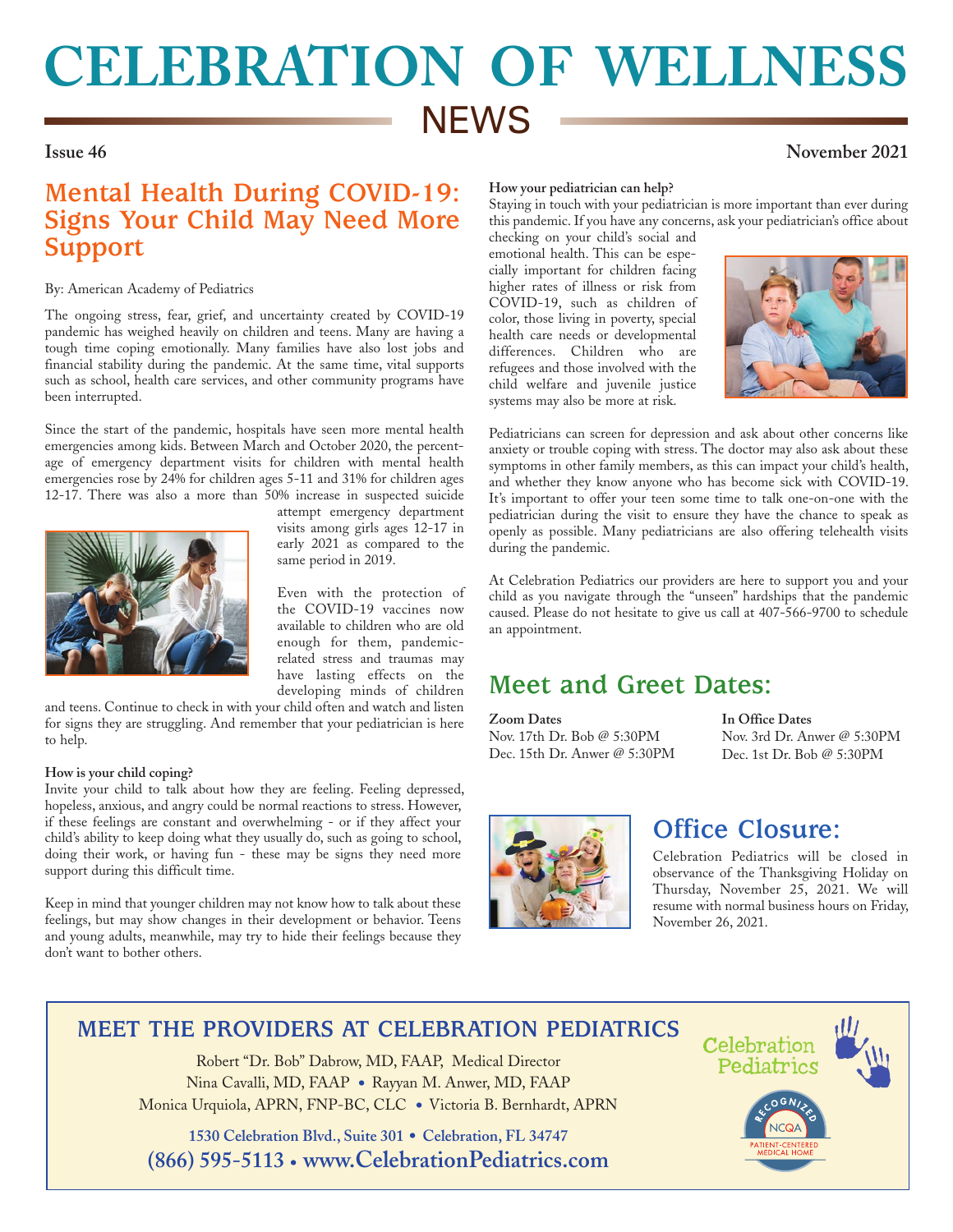# CELEBRATION OF WELLNESS
## NEWS

**Issue 46** **November 2021**

## Mental Health During COVID-19: Signs Your Child May Need More Support

By: American Academy of Pediatrics

The ongoing stress, fear, grief, and uncertainty created by COVID-19 pandemic has weighed heavily on children and teens. Many are having a tough time coping emotionally. Many families have also lost jobs and financial stability during the pandemic. At the same time, vital supports such as school, health care services, and other community programs have been interrupted.

Since the start of the pandemic, hospitals have seen more mental health emergencies among kids. Between March and October 2020, the percentage of emergency department visits for children with mental health emergencies rose by 24% for children ages 5-11 and 31% for children ages 12-17. There was also a more than 50% increase in suspected suicide attempt emergency department visits among girls ages 12-17 in early 2021 as compared to the same period in 2019.

Even with the protection of the COVID-19 vaccines now available to children who are old enough for them, pandemic-related stress and traumas may have lasting effects on the developing minds of children and teens. Continue to check in with your child often and watch and listen for signs they are struggling. And remember that your pediatrician is here to help.

**How is your child coping?**

Invite your child to talk about how they are feeling. Feeling depressed, hopeless, anxious, and angry could be normal reactions to stress. However, if these feelings are constant and overwhelming - or if they affect your child's ability to keep doing what they usually do, such as going to school, doing their work, or having fun - these may be signs they need more support during this difficult time.

Keep in mind that younger children may not know how to talk about these feelings, but may show changes in their development or behavior. Teens and young adults, meanwhile, may try to hide their feelings because they don't want to bother others.

**How your pediatrician can help?**

Staying in touch with your pediatrician is more important than ever during this pandemic. If you have any concerns, ask your pediatrician's office about checking on your child's social and emotional health. This can be especially important for children facing higher rates of illness or risk from COVID-19, such as children of color, those living in poverty, special health care needs or developmental differences. Children who are refugees and those involved with the child welfare and juvenile justice systems may also be more at risk.

Pediatricians can screen for depression and ask about other concerns like anxiety or trouble coping with stress. The doctor may also ask about these symptoms in other family members, as this can impact your child's health, and whether they know anyone who has become sick with COVID-19. It's important to offer your teen some time to talk one-on-one with the pediatrician during the visit to ensure they have the chance to speak as openly as possible. Many pediatricians are also offering telehealth visits during the pandemic.

At Celebration Pediatrics our providers are here to support you and your child as you navigate through the "unseen" hardships that the pandemic caused. Please do not hesitate to give us call at 407-566-9700 to schedule an appointment.

## Meet and Greet Dates:

**Zoom Dates**
Nov. 17th Dr. Bob @ 5:30PM
Dec. 15th Dr. Anwer @ 5:30PM

**In Office Dates**
Nov. 3rd Dr. Anwer @ 5:30PM
Dec. 1st Dr. Bob @ 5:30PM

## Office Closure:

Celebration Pediatrics will be closed in observance of the Thanksgiving Holiday on Thursday, November 25, 2021. We will resume with normal business hours on Friday, November 26, 2021.

## MEET THE PROVIDERS AT CELEBRATION PEDIATRICS

Robert "Dr. Bob" Dabrow, MD, FAAP, Medical Director
Nina Cavalli, MD, FAAP • Rayyan M. Anwer, MD, FAAP
Monica Urquiola, APRN, FNP-BC, CLC • Victoria B. Bernhardt, APRN

**1530 Celebration Blvd., Suite 301 • Celebration, FL 34747**
**(866) 595-5113 • www.CelebrationPediatrics.com**

Celebration Pediatrics

RECOGNIZED NCQA PATIENT-CENTERED MEDICAL HOME